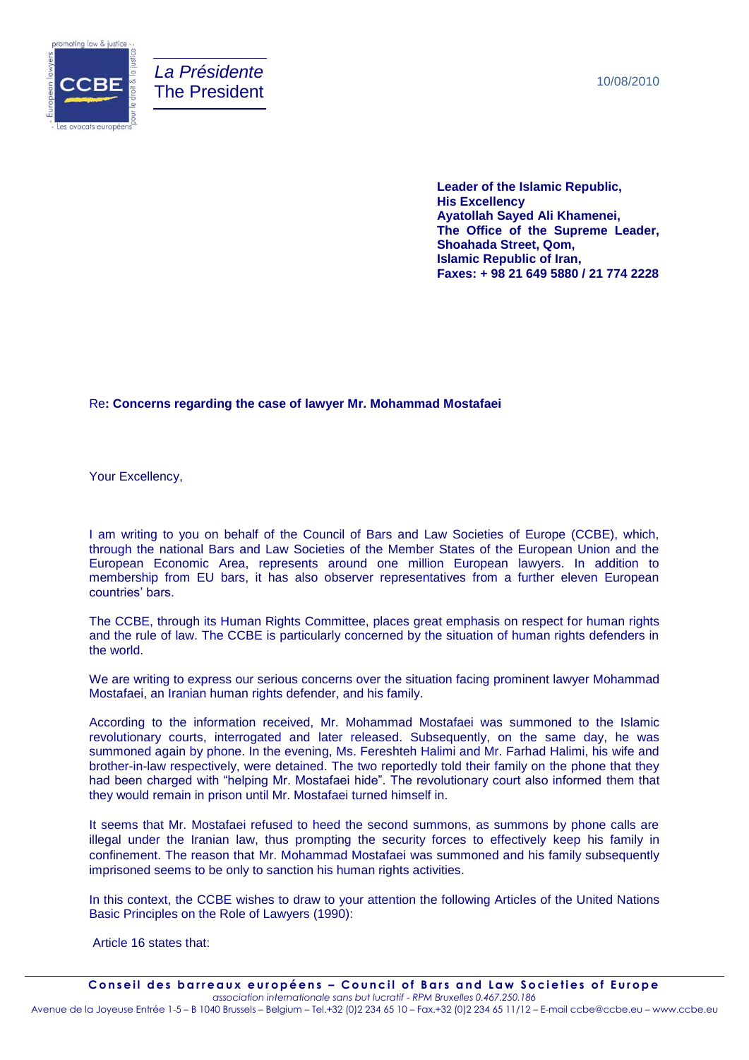*La Présidente*
The President

10/08/2010

**Leader of the Islamic Republic,**
**His Excellency**
**Ayatollah Sayed Ali Khamenei,**
**The Office of the Supreme Leader,**
**Shoahada Street, Qom,**
**Islamic Republic of Iran,**
**Faxes: + 98 21 649 5880 / 21 774 2228**

Re**: Concerns regarding the case of lawyer Mr. Mohammad Mostafaei**

Your Excellency,

I am writing to you on behalf of the Council of Bars and Law Societies of Europe (CCBE), which, through the national Bars and Law Societies of the Member States of the European Union and the European Economic Area, represents around one million European lawyers. In addition to membership from EU bars, it has also observer representatives from a further eleven European countries' bars.

The CCBE, through its Human Rights Committee, places great emphasis on respect for human rights and the rule of law. The CCBE is particularly concerned by the situation of human rights defenders in the world.

We are writing to express our serious concerns over the situation facing prominent lawyer Mohammad Mostafaei, an Iranian human rights defender, and his family.

According to the information received, Mr. Mohammad Mostafaei was summoned to the Islamic revolutionary courts, interrogated and later released. Subsequently, on the same day, he was summoned again by phone. In the evening, Ms. Fereshteh Halimi and Mr. Farhad Halimi, his wife and brother-in-law respectively, were detained. The two reportedly told their family on the phone that they had been charged with "helping Mr. Mostafaei hide". The revolutionary court also informed them that they would remain in prison until Mr. Mostafaei turned himself in.

It seems that Mr. Mostafaei refused to heed the second summons, as summons by phone calls are illegal under the Iranian law, thus prompting the security forces to effectively keep his family in confinement. The reason that Mr. Mohammad Mostafaei was summoned and his family subsequently imprisoned seems to be only to sanction his human rights activities.

In this context, the CCBE wishes to draw to your attention the following Articles of the United Nations Basic Principles on the Role of Lawyers (1990):

Article 16 states that: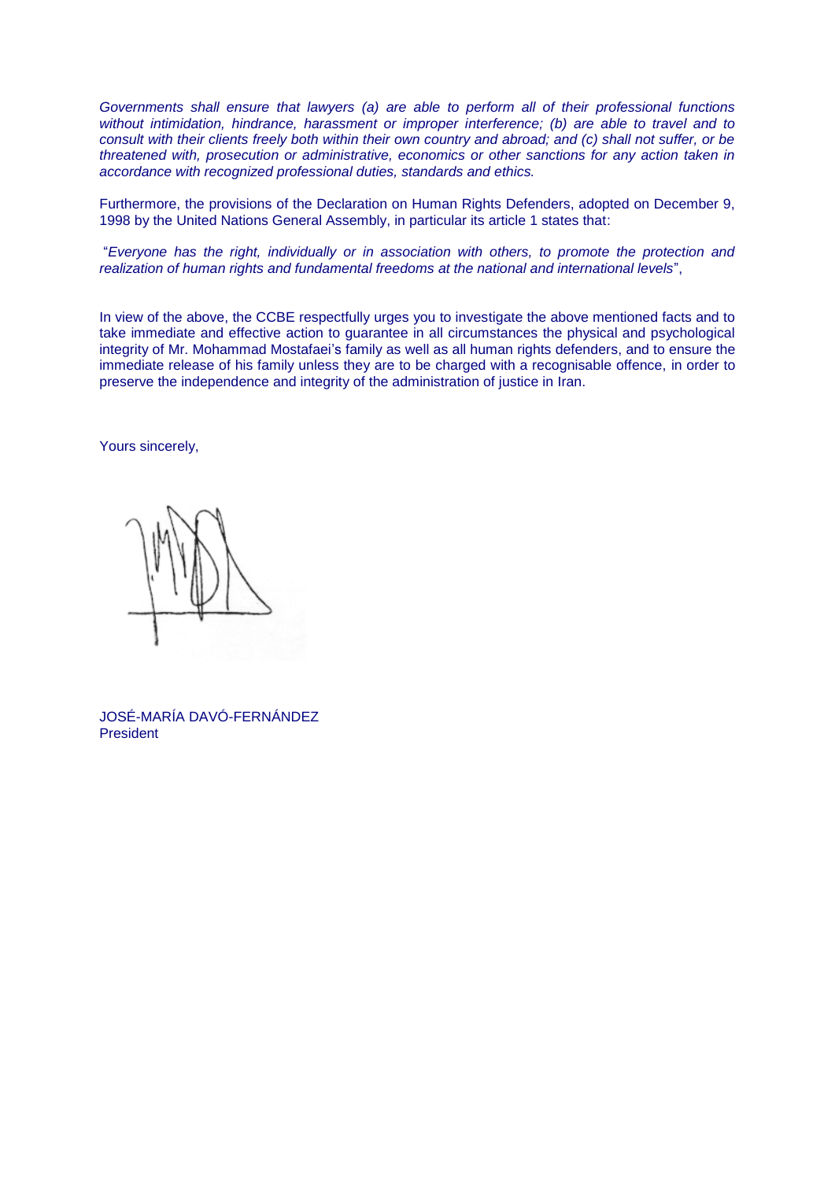*Governments shall ensure that lawyers (a) are able to perform all of their professional functions without intimidation, hindrance, harassment or improper interference; (b) are able to travel and to consult with their clients freely both within their own country and abroad; and (c) shall not suffer, or be threatened with, prosecution or administrative, economics or other sanctions for any action taken in accordance with recognized professional duties, standards and ethics.*

Furthermore, the provisions of the Declaration on Human Rights Defenders, adopted on December 9, 1998 by the United Nations General Assembly, in particular its article 1 states that:

"*Everyone has the right, individually or in association with others, to promote the protection and realization of human rights and fundamental freedoms at the national and international levels*",

In view of the above, the CCBE respectfully urges you to investigate the above mentioned facts and to take immediate and effective action to guarantee in all circumstances the physical and psychological integrity of Mr. Mohammad Mostafaei's family as well as all human rights defenders, and to ensure the immediate release of his family unless they are to be charged with a recognisable offence, in order to preserve the independence and integrity of the administration of justice in Iran.

Yours sincerely,

JOSÉ-MARÍA DAVÓ-FERNÁNDEZ
President